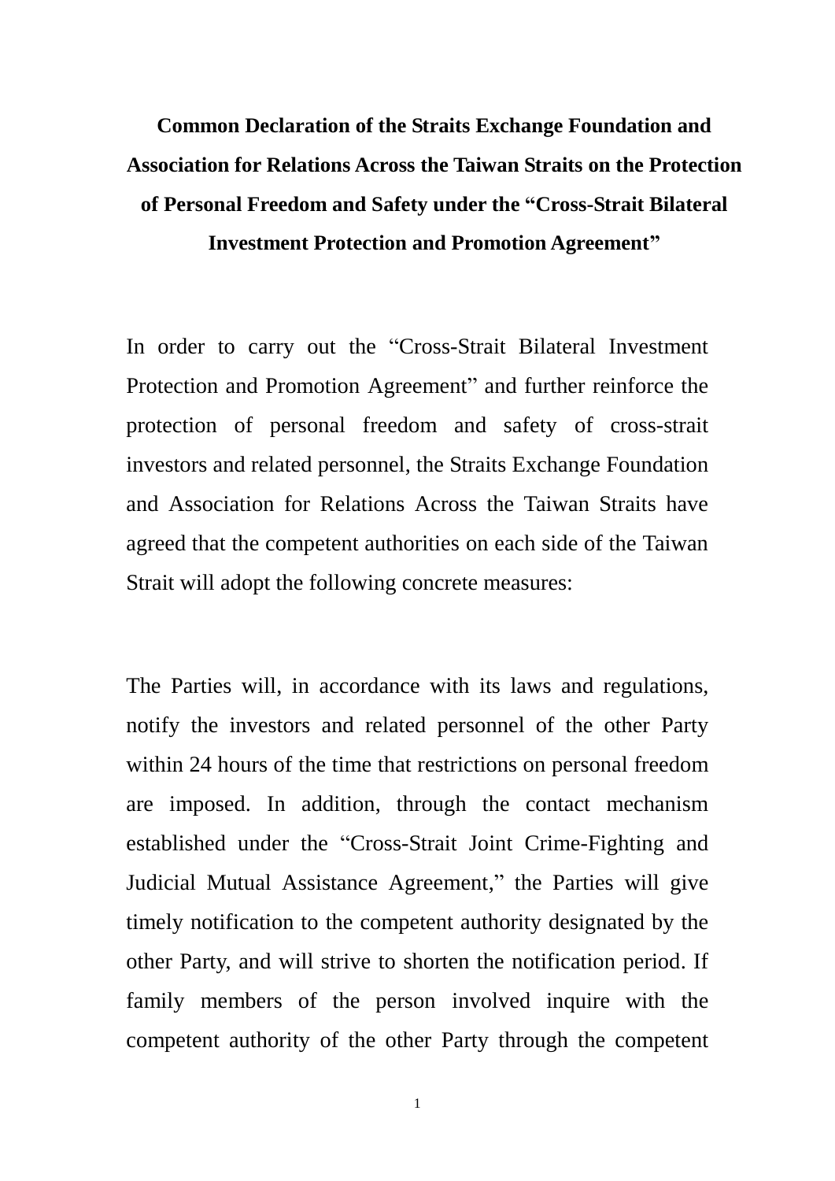# Common Declaration of the Straits Exchange Foundation and Association for Relations Across the Taiwan Straits on the Protection of Personal Freedom and Safety under the "Cross-Strait Bilateral Investment Protection and Promotion Agreement"

In order to carry out the "Cross-Strait Bilateral Investment Protection and Promotion Agreement" and further reinforce the protection of personal freedom and safety of cross-strait investors and related personnel, the Straits Exchange Foundation and Association for Relations Across the Taiwan Straits have agreed that the competent authorities on each side of the Taiwan Strait will adopt the following concrete measures:

The Parties will, in accordance with its laws and regulations, notify the investors and related personnel of the other Party within 24 hours of the time that restrictions on personal freedom are imposed. In addition, through the contact mechanism established under the "Cross-Strait Joint Crime-Fighting and Judicial Mutual Assistance Agreement," the Parties will give timely notification to the competent authority designated by the other Party, and will strive to shorten the notification period. If family members of the person involved inquire with the competent authority of the other Party through the competent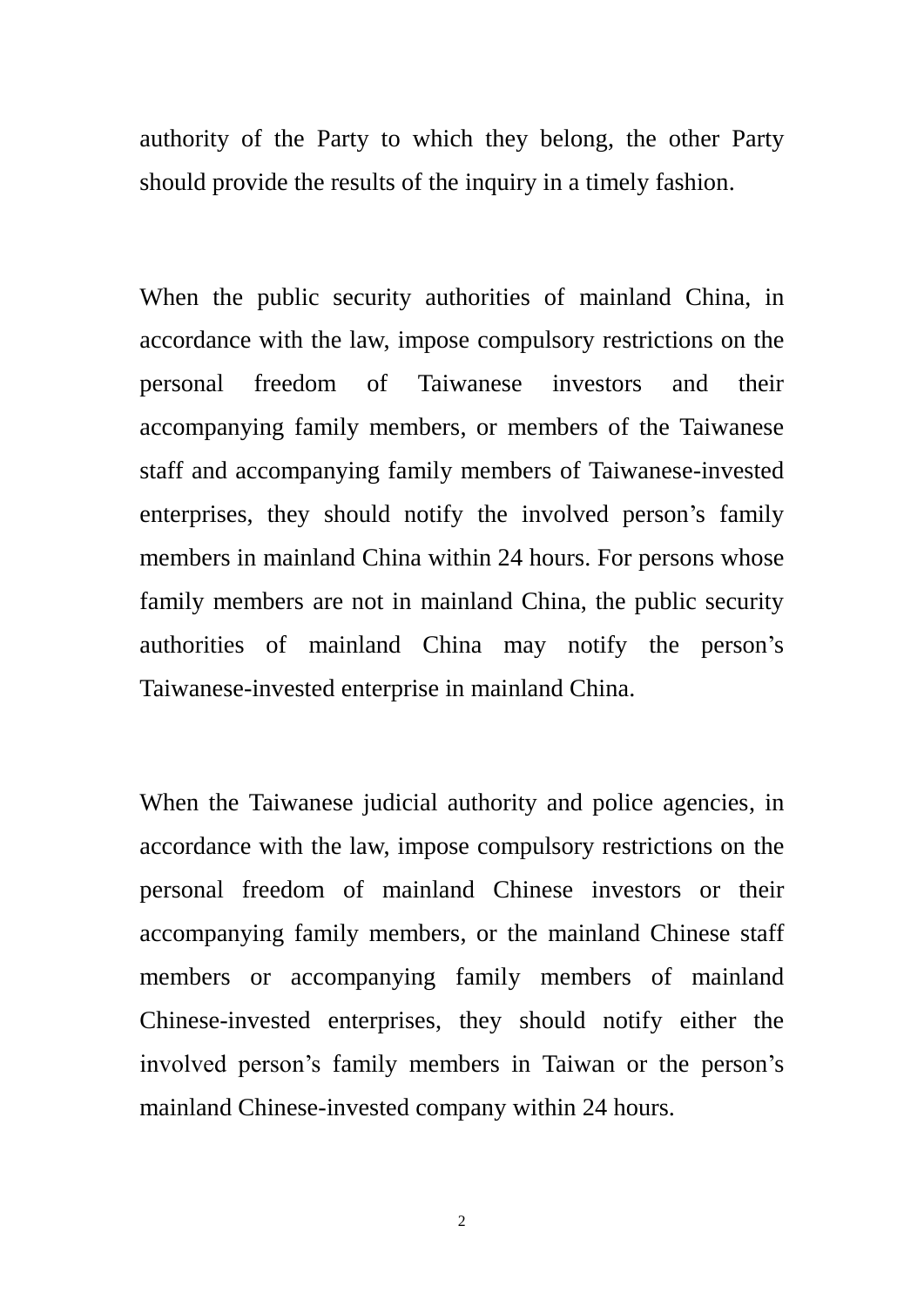authority of the Party to which they belong, the other Party should provide the results of the inquiry in a timely fashion.

When the public security authorities of mainland China, in accordance with the law, impose compulsory restrictions on the personal freedom of Taiwanese investors and their accompanying family members, or members of the Taiwanese staff and accompanying family members of Taiwanese-invested enterprises, they should notify the involved person's family members in mainland China within 24 hours. For persons whose family members are not in mainland China, the public security authorities of mainland China may notify the person's Taiwanese-invested enterprise in mainland China.

When the Taiwanese judicial authority and police agencies, in accordance with the law, impose compulsory restrictions on the personal freedom of mainland Chinese investors or their accompanying family members, or the mainland Chinese staff members or accompanying family members of mainland Chinese-invested enterprises, they should notify either the involved person's family members in Taiwan or the person's mainland Chinese-invested company within 24 hours.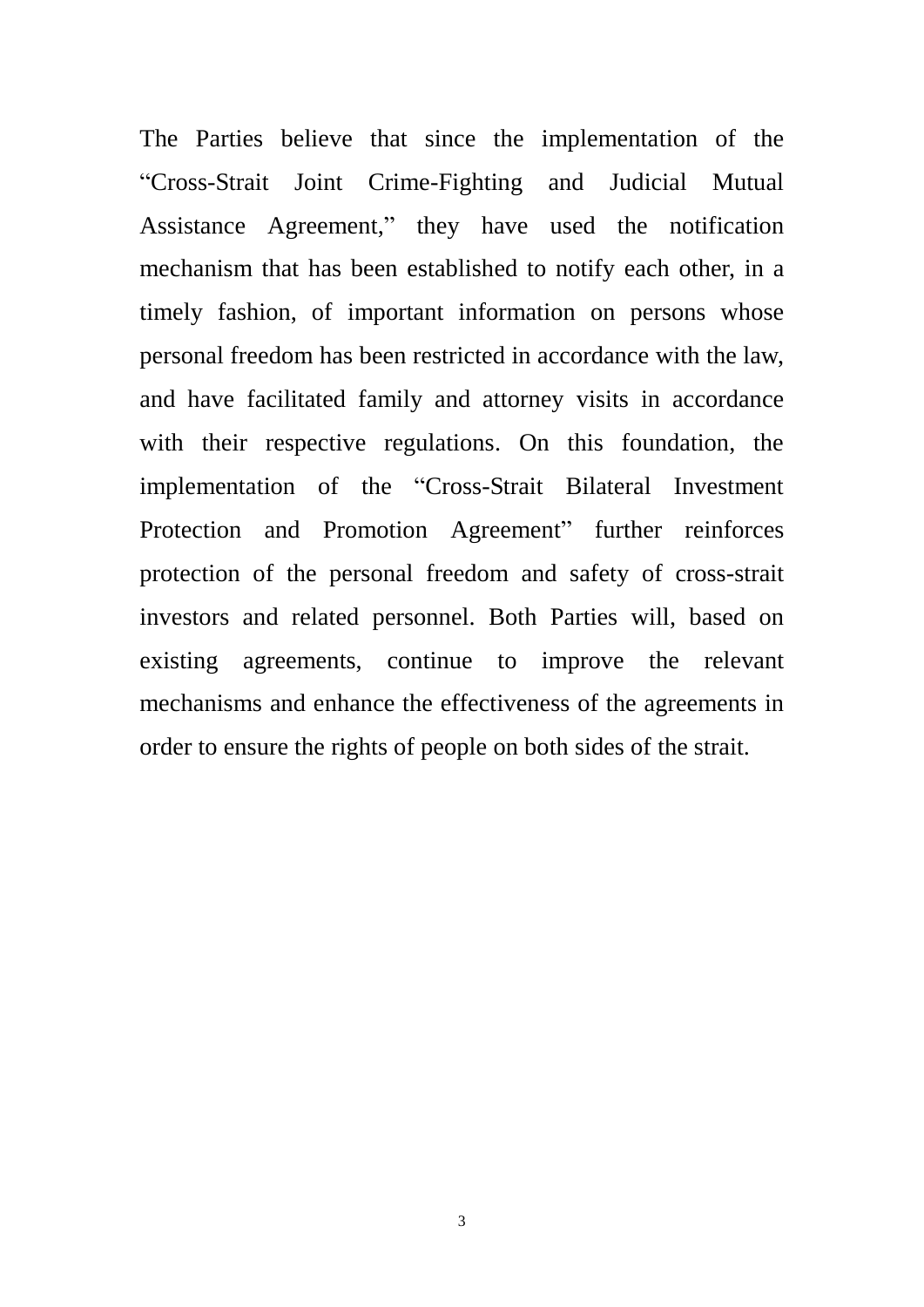The Parties believe that since the implementation of the "Cross-Strait Joint Crime-Fighting and Judicial Mutual Assistance Agreement," they have used the notification mechanism that has been established to notify each other, in a timely fashion, of important information on persons whose personal freedom has been restricted in accordance with the law, and have facilitated family and attorney visits in accordance with their respective regulations. On this foundation, the implementation of the "Cross-Strait Bilateral Investment Protection and Promotion Agreement" further reinforces protection of the personal freedom and safety of cross-strait investors and related personnel. Both Parties will, based on existing agreements, continue to improve the relevant mechanisms and enhance the effectiveness of the agreements in order to ensure the rights of people on both sides of the strait.